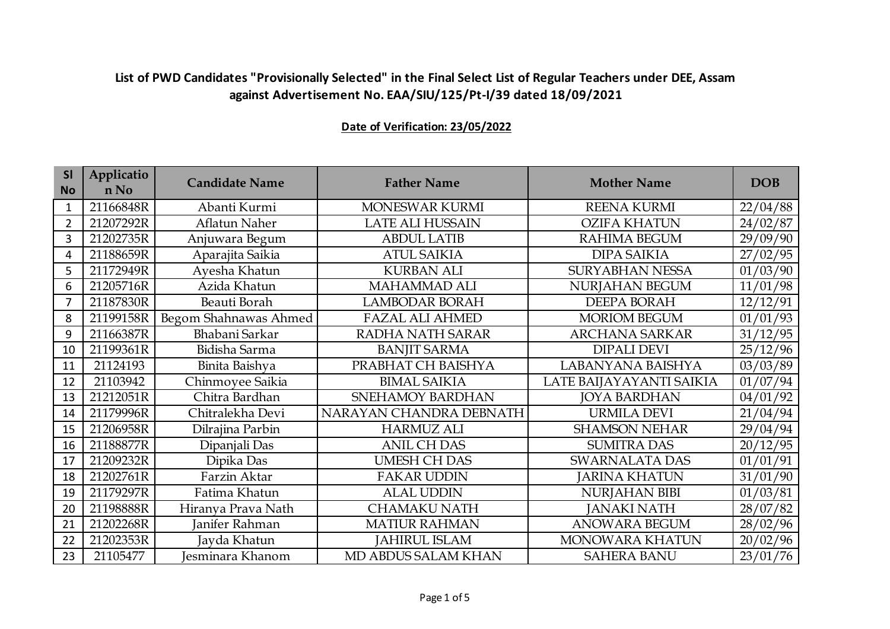**List of PWD Candidates "Provisionally Selected" in the Final Select List of Regular Teachers under DEE, Assam against Advertisement No. EAA/SIU/125/Pt-I/39 dated 18/09/2021**

**Date of Verification: 23/05/2022**

| Sl No | Application No | Candidate Name | Father Name | Mother Name | DOB |
|---|---|---|---|---|---|
| 1 | 21166848R | Abanti Kurmi | MONESWAR KURMI | REENA KURMI | 22/04/88 |
| 2 | 21207292R | Aflatun Naher | LATE ALI HUSSAIN | OZIFA KHATUN | 24/02/87 |
| 3 | 21202735R | Anjuwara Begum | ABDUL LATIB | RAHIMA BEGUM | 29/09/90 |
| 4 | 21188659R | Aparajita Saikia | ATUL SAIKIA | DIPA SAIKIA | 27/02/95 |
| 5 | 21172949R | Ayesha Khatun | KURBAN ALI | SURYABHAN NESSA | 01/03/90 |
| 6 | 21205716R | Azida Khatun | MAHAMMAD ALI | NURJAHAN BEGUM | 11/01/98 |
| 7 | 21187830R | Beauti Borah | LAMBODAR BORAH | DEEPA BORAH | 12/12/91 |
| 8 | 21199158R | Begom Shahnawas Ahmed | FAZAL ALI AHMED | MORIOM BEGUM | 01/01/93 |
| 9 | 21166387R | Bhabani Sarkar | RADHA NATH SARAR | ARCHANA SARKAR | 31/12/95 |
| 10 | 21199361R | Bidisha Sarma | BANJIT SARMA | DIPALI DEVI | 25/12/96 |
| 11 | 21124193 | Binita Baishya | PRABHAT CH BAISHYA | LABANYANA BAISHYA | 03/03/89 |
| 12 | 21103942 | Chinmoyee Saikia | BIMAL SAIKIA | LATE BAIJAYAYANTI SAIKIA | 01/07/94 |
| 13 | 21212051R | Chitra Bardhan | SNEHAMOY BARDHAN | JOYA BARDHAN | 04/01/92 |
| 14 | 21179996R | Chitralekha Devi | NARAYAN CHANDRA DEBNATH | URMILA DEVI | 21/04/94 |
| 15 | 21206958R | Dilrajina Parbin | HARMUZ ALI | SHAMSON NEHAR | 29/04/94 |
| 16 | 21188877R | Dipanjali Das | ANIL CH DAS | SUMITRA DAS | 20/12/95 |
| 17 | 21209232R | Dipika Das | UMESH CH DAS | SWARNALATA DAS | 01/01/91 |
| 18 | 21202761R | Farzin Aktar | FAKAR UDDIN | JARINA KHATUN | 31/01/90 |
| 19 | 21179297R | Fatima Khatun | ALAL UDDIN | NURJAHAN BIBI | 01/03/81 |
| 20 | 21198888R | Hiranya Prava Nath | CHAMAKU NATH | JANAKI NATH | 28/07/82 |
| 21 | 21202268R | Janifer Rahman | MATIUR RAHMAN | ANOWARA BEGUM | 28/02/96 |
| 22 | 21202353R | Jayda Khatun | JAHIRUL ISLAM | MONOWARA KHATUN | 20/02/96 |
| 23 | 21105477 | Jesminara Khanom | MD ABDUS SALAM KHAN | SAHERA BANU | 23/01/76 |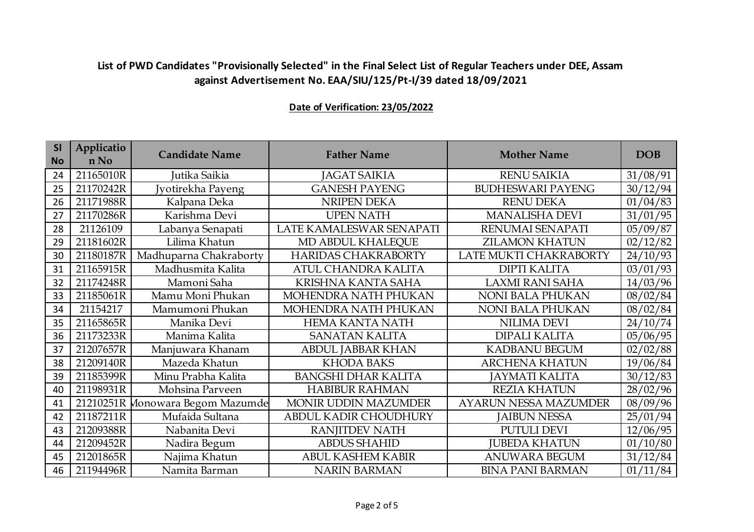## List of PWD Candidates "Provisionally Selected" in the Final Select List of Regular Teachers under DEE, Assam against Advertisement No. EAA/SIU/125/Pt-I/39 dated 18/09/2021

**Date of Verification: 23/05/2022**

| Sl No | Application No | Candidate Name | Father Name | Mother Name | DOB |
|---|---|---|---|---|---|
| 24 | 21165010R | Jutika Saikia | JAGAT SAIKIA | RENU SAIKIA | 31/08/91 |
| 25 | 21170242R | Jyotirekha Payeng | GANESH PAYENG | BUDHESWARI PAYENG | 30/12/94 |
| 26 | 21171988R | Kalpana Deka | NRIPEN DEKA | RENU DEKA | 01/04/83 |
| 27 | 21170286R | Karishma Devi | UPEN NATH | MANALISHA DEVI | 31/01/95 |
| 28 | 21126109 | Labanya Senapati | LATE KAMALESWAR SENAPATI | RENUMAI SENAPATI | 05/09/87 |
| 29 | 21181602R | Lilima Khatun | MD ABDUL KHALEQUE | ZILAMON KHATUN | 02/12/82 |
| 30 | 21180187R | Madhuparna Chakraborty | HARIDAS CHAKRABORTY | LATE MUKTI CHAKRABORTY | 24/10/93 |
| 31 | 21165915R | Madhusmita Kalita | ATUL CHANDRA KALITA | DIPTI KALITA | 03/01/93 |
| 32 | 21174248R | Mamoni Saha | KRISHNA KANTA SAHA | LAXMI RANI SAHA | 14/03/96 |
| 33 | 21185061R | Mamu Moni Phukan | MOHENDRA NATH PHUKAN | NONI BALA PHUKAN | 08/02/84 |
| 34 | 21154217 | Mamumoni Phukan | MOHENDRA NATH PHUKAN | NONI BALA PHUKAN | 08/02/84 |
| 35 | 21165865R | Manika Devi | HEMA KANTA NATH | NILIMA DEVI | 24/10/74 |
| 36 | 21173233R | Manima Kalita | SANATAN KALITA | DIPALI KALITA | 05/06/95 |
| 37 | 21207657R | Manjuwara Khanam | ABDUL JABBAR KHAN | KADBANU BEGUM | 02/02/88 |
| 38 | 21209140R | Mazeda Khatun | KHODA BAKS | ARCHENA KHATUN | 19/06/84 |
| 39 | 21185399R | Minu Prabha Kalita | BANGSHI DHAR KALITA | JAYMATI KALITA | 30/12/83 |
| 40 | 21198931R | Mohsina Parveen | HABIBUR RAHMAN | REZIA KHATUN | 28/02/96 |
| 41 | 21210251R | Monowara Begom Mazumde | MONIR UDDIN MAZUMDER | AYARUN NESSA MAZUMDER | 08/09/96 |
| 42 | 21187211R | Mufaida Sultana | ABDUL KADIR CHOUDHURY | JAIBUN NESSA | 25/01/94 |
| 43 | 21209388R | Nabanita Devi | RANJITDEV NATH | PUTULI DEVI | 12/06/95 |
| 44 | 21209452R | Nadira Begum | ABDUS SHAHID | JUBEDA KHATUN | 01/10/80 |
| 45 | 21201865R | Najima Khatun | ABUL KASHEM KABIR | ANUWARA BEGUM | 31/12/84 |
| 46 | 21194496R | Namita Barman | NARIN BARMAN | BINA PANI BARMAN | 01/11/84 |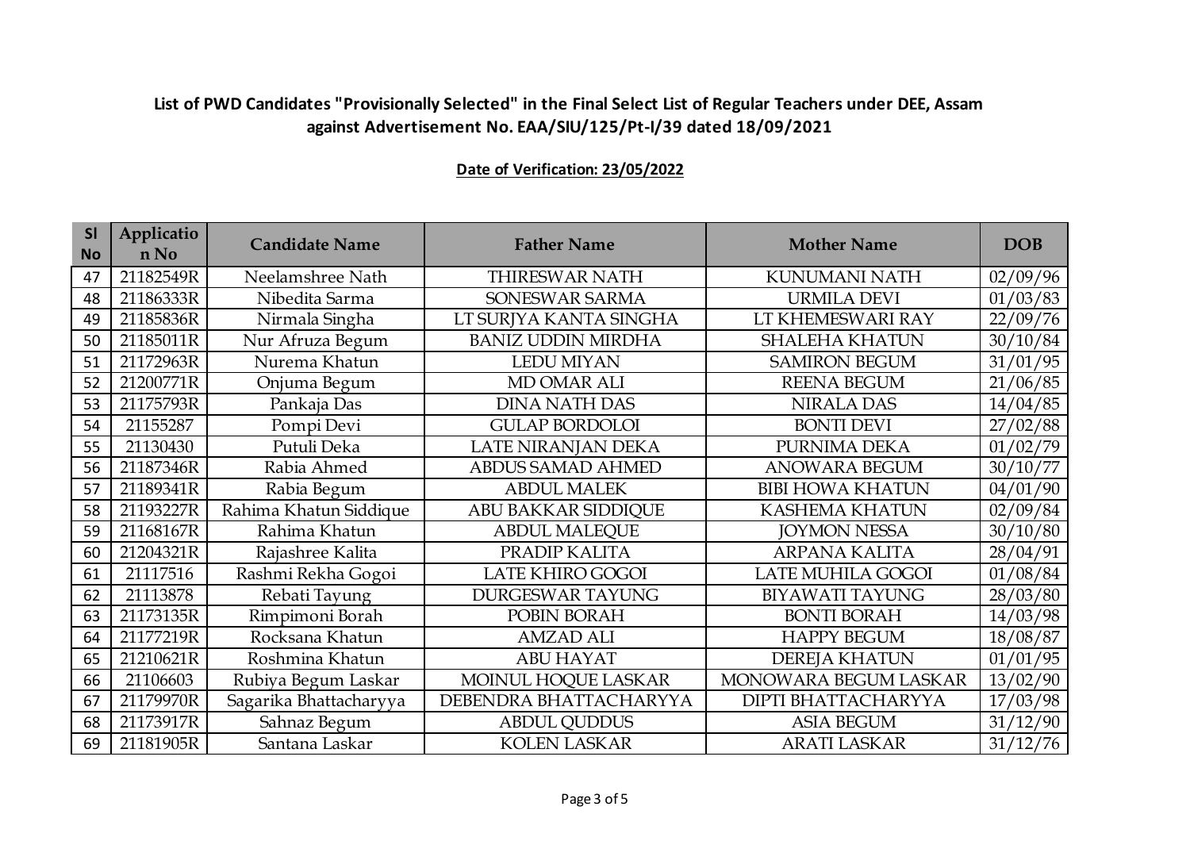**List of PWD Candidates "Provisionally Selected" in the Final Select List of Regular Teachers under DEE, Assam against Advertisement No. EAA/SIU/125/Pt-I/39 dated 18/09/2021**

**Date of Verification: 23/05/2022**

| Sl No | Application No | Candidate Name | Father Name | Mother Name | DOB |
|---|---|---|---|---|---|
| 47 | 21182549R | Neelamshree Nath | THIRESWAR NATH | KUNUMANI NATH | 02/09/96 |
| 48 | 21186333R | Nibedita Sarma | SONESWAR SARMA | URMILA DEVI | 01/03/83 |
| 49 | 21185836R | Nirmala Singha | LT SURJYA KANTA SINGHA | LT KHEMESWARI RAY | 22/09/76 |
| 50 | 21185011R | Nur Afruza Begum | BANIZ UDDIN MIRDHA | SHALEHA KHATUN | 30/10/84 |
| 51 | 21172963R | Nurema Khatun | LEDU MIYAN | SAMIRON BEGUM | 31/01/95 |
| 52 | 21200771R | Onjuma Begum | MD OMAR ALI | REENA BEGUM | 21/06/85 |
| 53 | 21175793R | Pankaja Das | DINA NATH DAS | NIRALA DAS | 14/04/85 |
| 54 | 21155287 | Pompi Devi | GULAP BORDOLOI | BONTI DEVI | 27/02/88 |
| 55 | 21130430 | Putuli Deka | LATE NIRANJAN DEKA | PURNIMA DEKA | 01/02/79 |
| 56 | 21187346R | Rabia Ahmed | ABDUS SAMAD AHMED | ANOWARA BEGUM | 30/10/77 |
| 57 | 21189341R | Rabia Begum | ABDUL MALEK | BIBI HOWA KHATUN | 04/01/90 |
| 58 | 21193227R | Rahima Khatun Siddique | ABU BAKKAR SIDDIQUE | KASHEMA KHATUN | 02/09/84 |
| 59 | 21168167R | Rahima Khatun | ABDUL MALEQUE | JOYMON NESSA | 30/10/80 |
| 60 | 21204321R | Rajashree Kalita | PRADIP KALITA | ARPANA KALITA | 28/04/91 |
| 61 | 21117516 | Rashmi Rekha Gogoi | LATE KHIRO GOGOI | LATE MUHILA GOGOI | 01/08/84 |
| 62 | 21113878 | Rebati Tayung | DURGESWAR TAYUNG | BIYAWATI TAYUNG | 28/03/80 |
| 63 | 21173135R | Rimpimoni Borah | POBIN BORAH | BONTI BORAH | 14/03/98 |
| 64 | 21177219R | Rocksana Khatun | AMZAD ALI | HAPPY BEGUM | 18/08/87 |
| 65 | 21210621R | Roshmina Khatun | ABU HAYAT | DEREJA KHATUN | 01/01/95 |
| 66 | 21106603 | Rubiya Begum Laskar | MOINUL HOQUE LASKAR | MONOWARA BEGUM LASKAR | 13/02/90 |
| 67 | 21179970R | Sagarika Bhattacharyya | DEBENDRA BHATTACHARYYA | DIPTI BHATTACHARYYA | 17/03/98 |
| 68 | 21173917R | Sahnaz Begum | ABDUL QUDDUS | ASIA BEGUM | 31/12/90 |
| 69 | 21181905R | Santana Laskar | KOLEN LASKAR | ARATI LASKAR | 31/12/76 |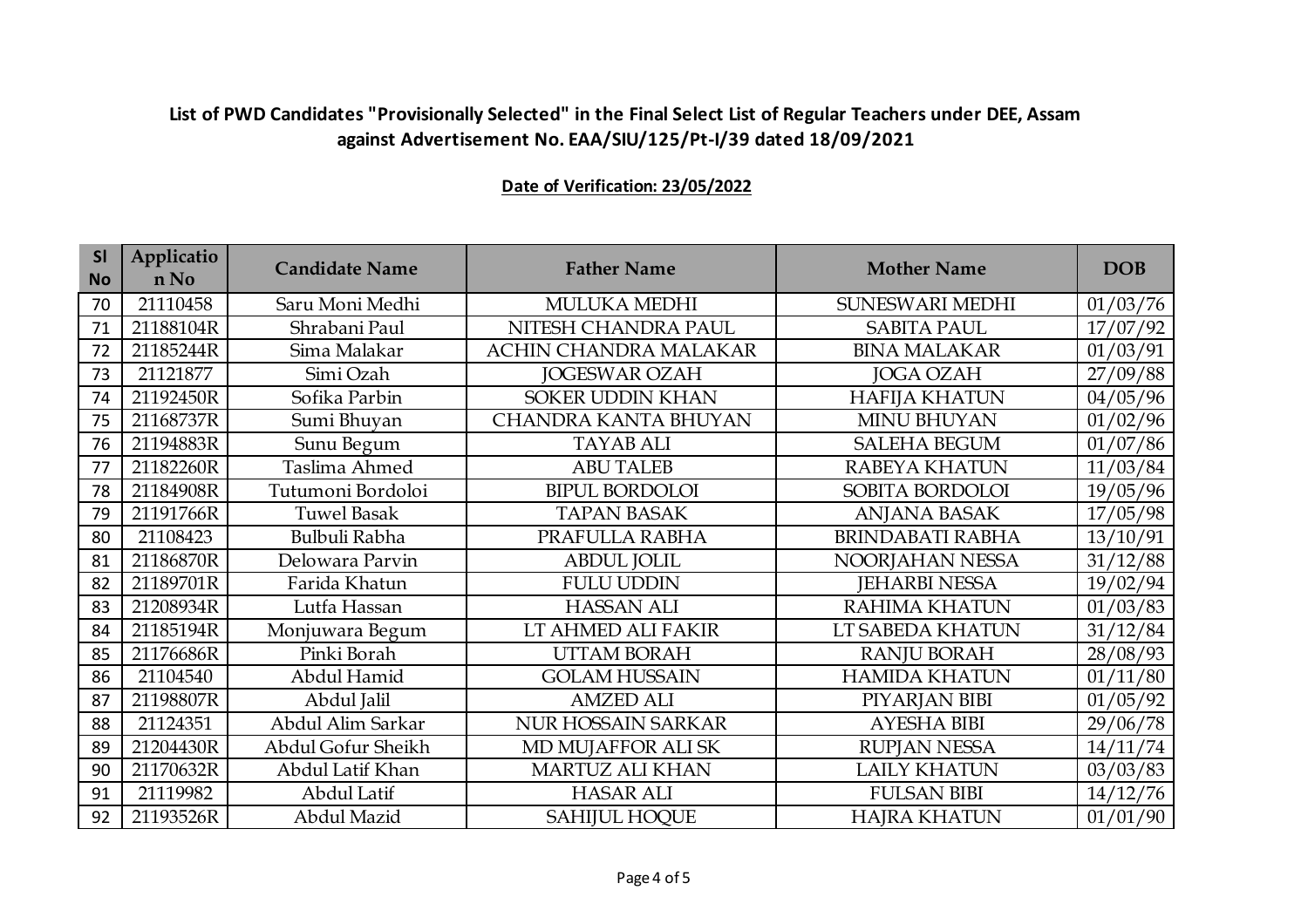## List of PWD Candidates "Provisionally Selected" in the Final Select List of Regular Teachers under DEE, Assam against Advertisement No. EAA/SIU/125/Pt-I/39 dated 18/09/2021

**Date of Verification: 23/05/2022**

| Sl No | Application No | Candidate Name | Father Name | Mother Name | DOB |
|---|---|---|---|---|---|
| 70 | 21110458 | Saru Moni Medhi | MULUKA MEDHI | SUNESWARI MEDHI | 01/03/76 |
| 71 | 21188104R | Shrabani Paul | NITESH CHANDRA PAUL | SABITA PAUL | 17/07/92 |
| 72 | 21185244R | Sima Malakar | ACHIN CHANDRA MALAKAR | BINA MALAKAR | 01/03/91 |
| 73 | 21121877 | Simi Ozah | JOGESWAR OZAH | JOGA OZAH | 27/09/88 |
| 74 | 21192450R | Sofika Parbin | SOKER UDDIN KHAN | HAFIJA KHATUN | 04/05/96 |
| 75 | 21168737R | Sumi Bhuyan | CHANDRA KANTA BHUYAN | MINU BHUYAN | 01/02/96 |
| 76 | 21194883R | Sunu Begum | TAYAB ALI | SALEHA BEGUM | 01/07/86 |
| 77 | 21182260R | Taslima Ahmed | ABU TALEB | RABEYA KHATUN | 11/03/84 |
| 78 | 21184908R | Tutumoni Bordoloi | BIPUL BORDOLOI | SOBITA BORDOLOI | 19/05/96 |
| 79 | 21191766R | Tuwel Basak | TAPAN BASAK | ANJANA BASAK | 17/05/98 |
| 80 | 21108423 | Bulbuli Rabha | PRAFULLA RABHA | BRINDABATI RABHA | 13/10/91 |
| 81 | 21186870R | Delowara Parvin | ABDUL JOLIL | NOORJAHAN NESSA | 31/12/88 |
| 82 | 21189701R | Farida Khatun | FULU UDDIN | JEHARBI NESSA | 19/02/94 |
| 83 | 21208934R | Lutfa Hassan | HASSAN ALI | RAHIMA KHATUN | 01/03/83 |
| 84 | 21185194R | Monjuwara Begum | LT AHMED ALI FAKIR | LT SABEDA KHATUN | 31/12/84 |
| 85 | 21176686R | Pinki Borah | UTTAM BORAH | RANJU BORAH | 28/08/93 |
| 86 | 21104540 | Abdul Hamid | GOLAM HUSSAIN | HAMIDA KHATUN | 01/11/80 |
| 87 | 21198807R | Abdul Jalil | AMZED ALI | PIYARJAN BIBI | 01/05/92 |
| 88 | 21124351 | Abdul Alim Sarkar | NUR HOSSAIN SARKAR | AYESHA BIBI | 29/06/78 |
| 89 | 21204430R | Abdul Gofur Sheikh | MD MUJAFFOR ALI SK | RUPJAN NESSA | 14/11/74 |
| 90 | 21170632R | Abdul Latif Khan | MARTUZ ALI KHAN | LAILY KHATUN | 03/03/83 |
| 91 | 21119982 | Abdul Latif | HASAR ALI | FULSAN BIBI | 14/12/76 |
| 92 | 21193526R | Abdul Mazid | SAHIJUL HOQUE | HAJRA KHATUN | 01/01/90 |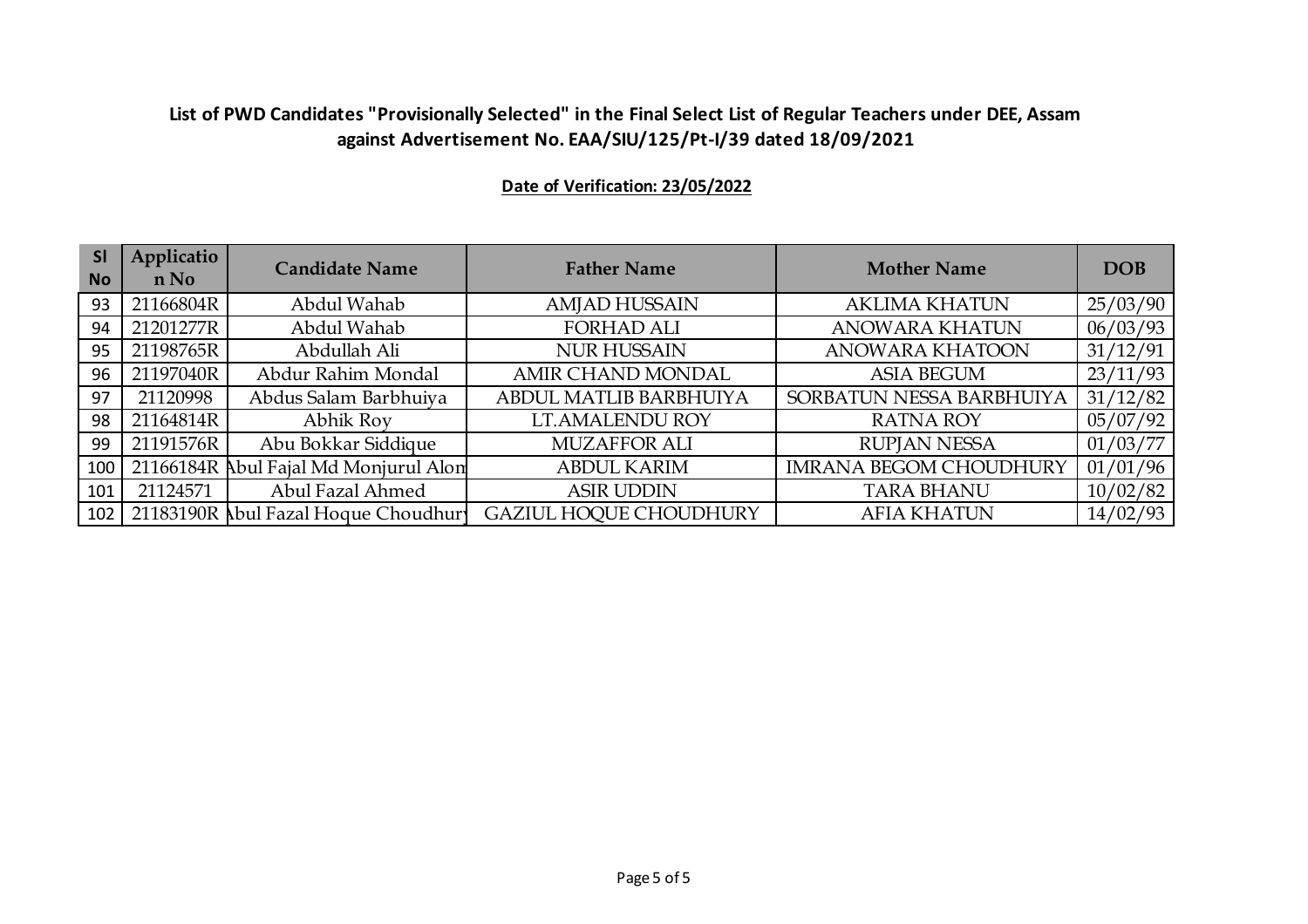## List of PWD Candidates "Provisionally Selected" in the Final Select List of Regular Teachers under DEE, Assam against Advertisement No. EAA/SIU/125/Pt-I/39 dated 18/09/2021

**Date of Verification: 23/05/2022**

| Sl No | Application No | Candidate Name | Father Name | Mother Name | DOB |
|---|---|---|---|---|---|
| 93 | 21166804R | Abdul Wahab | AMJAD HUSSAIN | AKLIMA KHATUN | 25/03/90 |
| 94 | 21201277R | Abdul Wahab | FORHAD ALI | ANOWARA KHATUN | 06/03/93 |
| 95 | 21198765R | Abdullah Ali | NUR HUSSAIN | ANOWARA KHATOON | 31/12/91 |
| 96 | 21197040R | Abdur Rahim Mondal | AMIR CHAND MONDAL | ASIA BEGUM | 23/11/93 |
| 97 | 21120998 | Abdus Salam Barbhuiya | ABDUL MATLIB BARBHUIYA | SORBATUN NESSA BARBHUIYA | 31/12/82 |
| 98 | 21164814R | Abhik Roy | LT.AMALENDU ROY | RATNA ROY | 05/07/92 |
| 99 | 21191576R | Abu Bokkar Siddique | MUZAFFOR ALI | RUPJAN NESSA | 01/03/77 |
| 100 | 21166184R | Abul Fajal Md Monjurul Alom | ABDUL KARIM | IMRANA BEGOM CHOUDHURY | 01/01/96 |
| 101 | 21124571 | Abul Fazal Ahmed | ASIR UDDIN | TARA BHANU | 10/02/82 |
| 102 | 21183190R | Abul Fazal Hoque Choudhury | GAZIUL HOQUE CHOUDHURY | AFIA KHATUN | 14/02/93 |